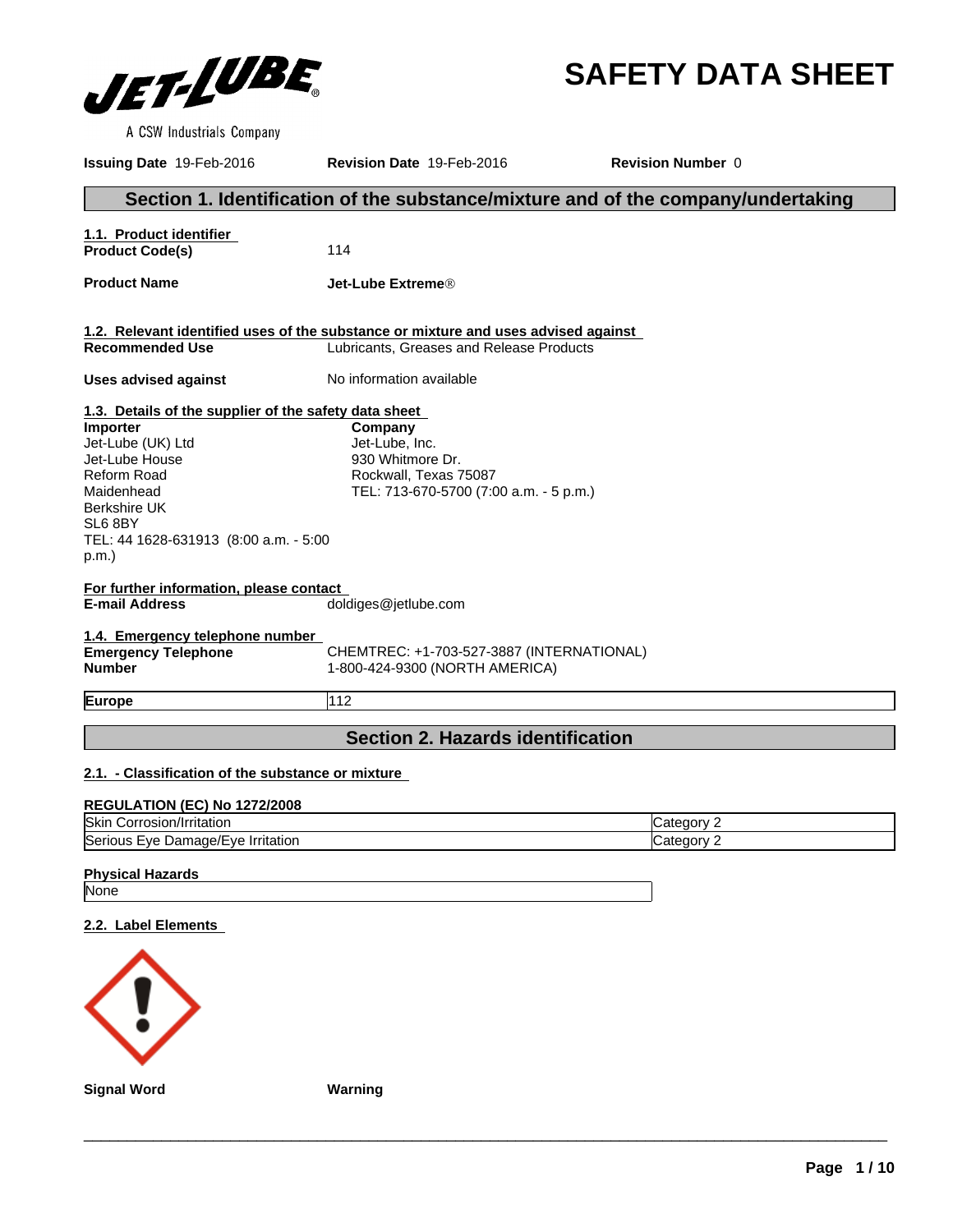JET-LUBE®

A CSW Industrials Company

# SAFETY DATA SHEET

**Issuing Date** 19-Feb-2016 **Revision Date** 19-Feb-2016 **Revision Number** 0

## Section 1. Identification of the substance/mixture and of the company/undertaking

### 1.1. Product identifier

**Product Code(s)** 114

**Product Name** **Jet-Lube Extreme®**

### 1.2. Relevant identified uses of the substance or mixture and uses advised against

**Recommended Use** Lubricants, Greases and Release Products

**Uses advised against** No information available

### 1.3. Details of the supplier of the safety data sheet

**Importer**
Jet-Lube (UK) Ltd
Jet-Lube House
Reform Road
Maidenhead
Berkshire UK
SL6 8BY
TEL: 44 1628-631913 (8:00 a.m. - 5:00 p.m.)

**Company**
Jet-Lube, Inc.
930 Whitmore Dr.
Rockwall, Texas 75087
TEL: 713-670-5700 (7:00 a.m. - 5 p.m.)

**For further information, please contact**

**E-mail Address** doldiges@jetlube.com

### 1.4. Emergency telephone number

**Emergency Telephone Number** CHEMTREC: +1-703-527-3887 (INTERNATIONAL)
1-800-424-9300 (NORTH AMERICA)

| **Europe** | 112 |
| --- | --- |

## Section 2. Hazards identification

### 2.1. - Classification of the substance or mixture

**REGULATION (EC) No 1272/2008**

| Skin Corrosion/Irritation | Category 2 |
| --- | --- |
| Serious Eye Damage/Eye Irritation | Category 2 |

**Physical Hazards**

| None |
| --- |

### 2.2. Label Elements

**Signal Word** **Warning**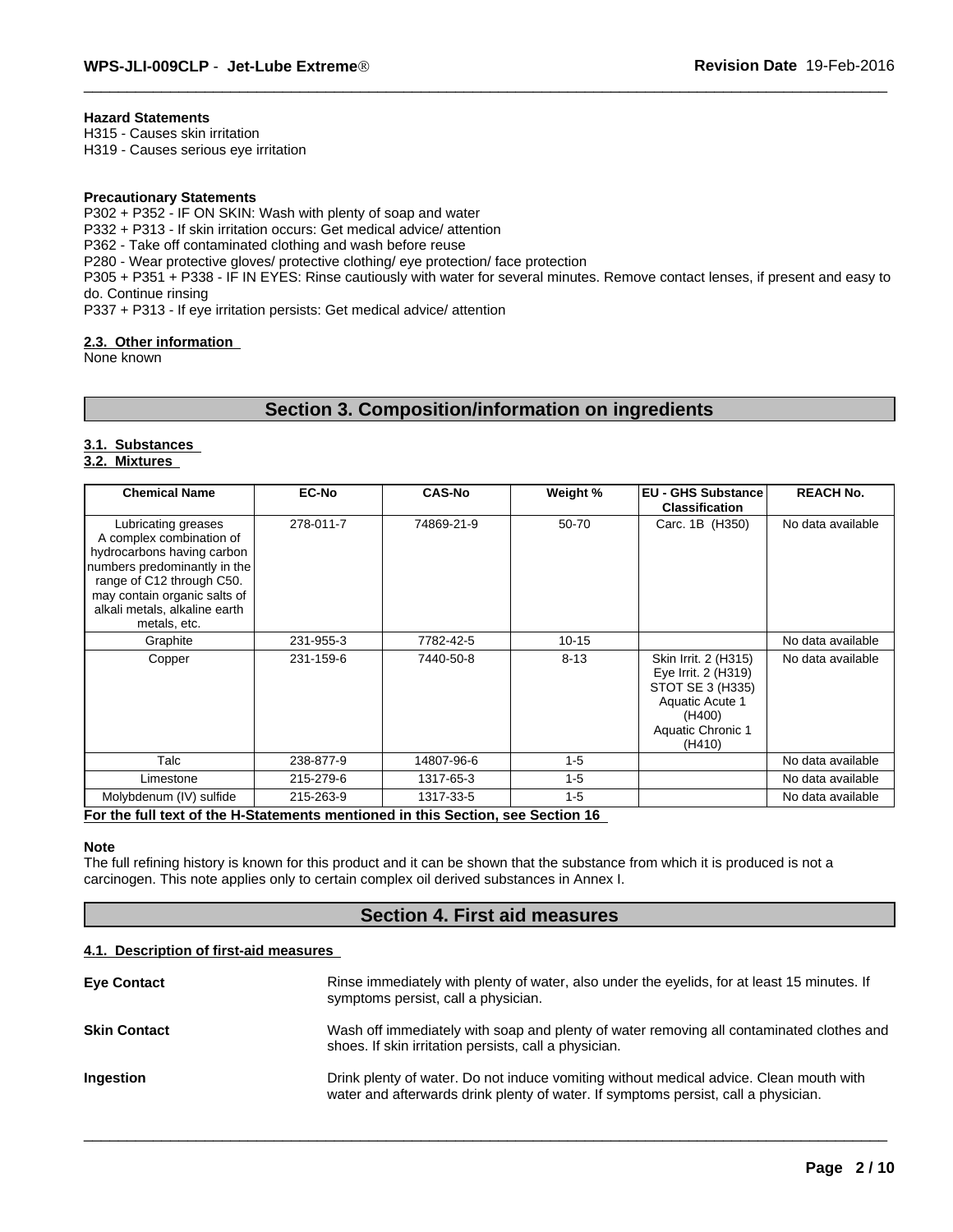**Hazard Statements**
H315 - Causes skin irritation
H319 - Causes serious eye irritation

**Precautionary Statements**
P302 + P352 - IF ON SKIN: Wash with plenty of soap and water
P332 + P313 - If skin irritation occurs: Get medical advice/ attention
P362 - Take off contaminated clothing and wash before reuse
P280 - Wear protective gloves/ protective clothing/ eye protection/ face protection
P305 + P351 + P338 - IF IN EYES: Rinse cautiously with water for several minutes. Remove contact lenses, if present and easy to do. Continue rinsing
P337 + P313 - If eye irritation persists: Get medical advice/ attention

### 2.3. Other information
None known

## Section 3. Composition/information on ingredients

### 3.1. Substances
### 3.2. Mixtures

| Chemical Name | EC-No | CAS-No | Weight % | EU - GHS Substance Classification | REACH No. |
|---|---|---|---|---|---|
| Lubricating greases A complex combination of hydrocarbons having carbon numbers predominantly in the range of C12 through C50. may contain organic salts of alkali metals, alkaline earth metals, etc. | 278-011-7 | 74869-21-9 | 50-70 | Carc. 1B (H350) | No data available |
| Graphite | 231-955-3 | 7782-42-5 | 10-15 | | No data available |
| Copper | 231-159-6 | 7440-50-8 | 8-13 | Skin Irrit. 2 (H315) Eye Irrit. 2 (H319) STOT SE 3 (H335) Aquatic Acute 1 (H400) Aquatic Chronic 1 (H410) | No data available |
| Talc | 238-877-9 | 14807-96-6 | 1-5 | | No data available |
| Limestone | 215-279-6 | 1317-65-3 | 1-5 | | No data available |
| Molybdenum (IV) sulfide | 215-263-9 | 1317-33-5 | 1-5 | | No data available |

**For the full text of the H-Statements mentioned in this Section, see Section 16**

**Note**
The full refining history is known for this product and it can be shown that the substance from which it is produced is not a carcinogen. This note applies only to certain complex oil derived substances in Annex I.

## Section 4. First aid measures

### 4.1. Description of first-aid measures

**Eye Contact**
Rinse immediately with plenty of water, also under the eyelids, for at least 15 minutes. If symptoms persist, call a physician.

**Skin Contact**
Wash off immediately with soap and plenty of water removing all contaminated clothes and shoes. If skin irritation persists, call a physician.

**Ingestion**
Drink plenty of water. Do not induce vomiting without medical advice. Clean mouth with water and afterwards drink plenty of water. If symptoms persist, call a physician.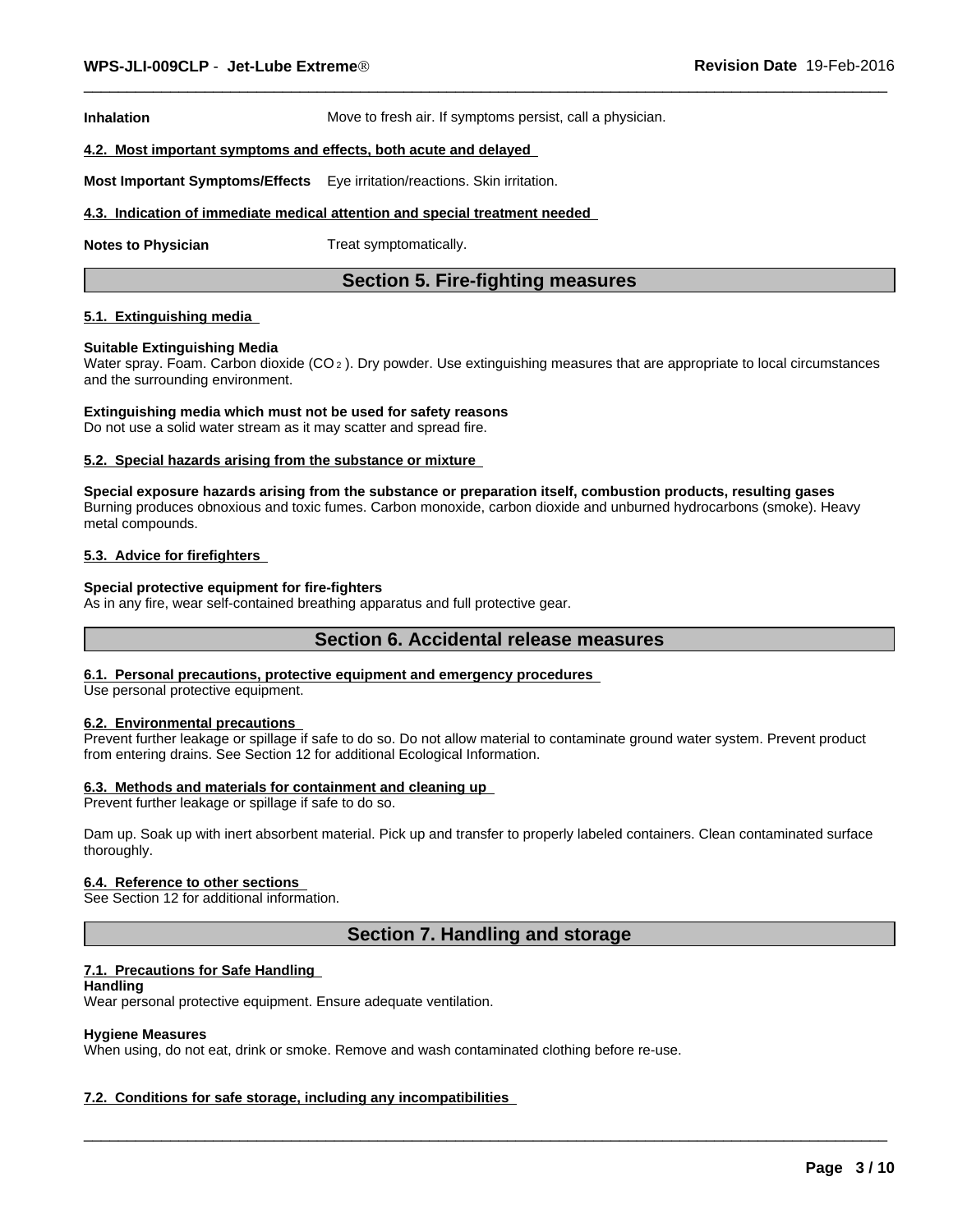**Inhalation** Move to fresh air. If symptoms persist, call a physician.

### 4.2. Most important symptoms and effects, both acute and delayed

**Most Important Symptoms/Effects** Eye irritation/reactions. Skin irritation.

### 4.3. Indication of immediate medical attention and special treatment needed

**Notes to Physician** Treat symptomatically.

## Section 5. Fire-fighting measures

### 5.1. Extinguishing media

**Suitable Extinguishing Media**
Water spray. Foam. Carbon dioxide ($CO_2$). Dry powder. Use extinguishing measures that are appropriate to local circumstances and the surrounding environment.

**Extinguishing media which must not be used for safety reasons**
Do not use a solid water stream as it may scatter and spread fire.

### 5.2. Special hazards arising from the substance or mixture

**Special exposure hazards arising from the substance or preparation itself, combustion products, resulting gases**
Burning produces obnoxious and toxic fumes. Carbon monoxide, carbon dioxide and unburned hydrocarbons (smoke). Heavy metal compounds.

### 5.3. Advice for firefighters

**Special protective equipment for fire-fighters**
As in any fire, wear self-contained breathing apparatus and full protective gear.

## Section 6. Accidental release measures

### 6.1. Personal precautions, protective equipment and emergency procedures
Use personal protective equipment.

### 6.2. Environmental precautions
Prevent further leakage or spillage if safe to do so. Do not allow material to contaminate ground water system. Prevent product from entering drains. See Section 12 for additional Ecological Information.

### 6.3. Methods and materials for containment and cleaning up
Prevent further leakage or spillage if safe to do so.

Dam up. Soak up with inert absorbent material. Pick up and transfer to properly labeled containers. Clean contaminated surface thoroughly.

### 6.4. Reference to other sections
See Section 12 for additional information.

## Section 7. Handling and storage

### 7.1. Precautions for Safe Handling
**Handling**
Wear personal protective equipment. Ensure adequate ventilation.

**Hygiene Measures**
When using, do not eat, drink or smoke. Remove and wash contaminated clothing before re-use.

### 7.2. Conditions for safe storage, including any incompatibilities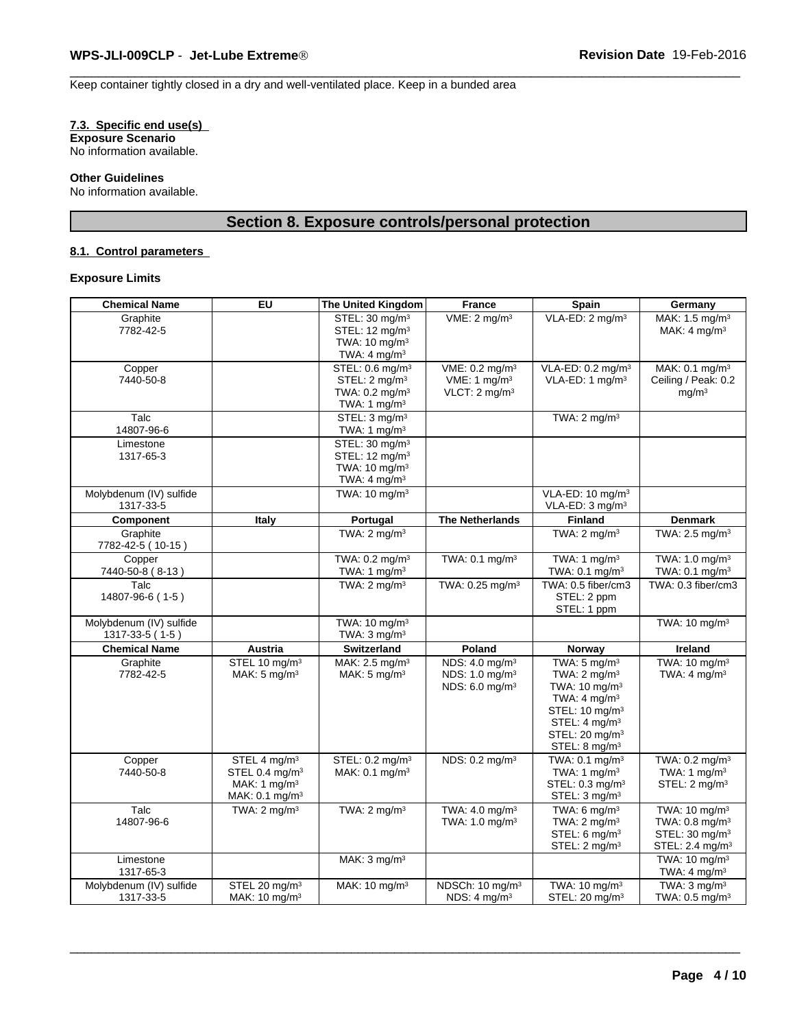Keep container tightly closed in a dry and well-ventilated place. Keep in a bunded area

**7.3. Specific end use(s)**

**Exposure Scenario**

No information available.

**Other Guidelines**

No information available.

## Section 8. Exposure controls/personal protection

**8.1. Control parameters**

**Exposure Limits**

| Chemical Name | EU | The United Kingdom | France | Spain | Germany |
|---|---|---|---|---|---|
| Graphite<br>7782-42-5 | | STEL: 30 mg/m³<br>STEL: 12 mg/m³<br>TWA: 10 mg/m³<br>TWA: 4 mg/m³ | VME: 2 mg/m³ | VLA-ED: 2 mg/m³ | MAK: 1.5 mg/m³<br>MAK: 4 mg/m³ |
| Copper<br>7440-50-8 | | STEL: 0.6 mg/m³<br>STEL: 2 mg/m³<br>TWA: 0.2 mg/m³<br>TWA: 1 mg/m³ | VME: 0.2 mg/m³<br>VME: 1 mg/m³<br>VLCT: 2 mg/m³ | VLA-ED: 0.2 mg/m³<br>VLA-ED: 1 mg/m³ | MAK: 0.1 mg/m³<br>Ceiling / Peak: 0.2 mg/m³ |
| Talc<br>14807-96-6 | | STEL: 3 mg/m³<br>TWA: 1 mg/m³ | | TWA: 2 mg/m³ | |
| Limestone<br>1317-65-3 | | STEL: 30 mg/m³<br>STEL: 12 mg/m³<br>TWA: 10 mg/m³<br>TWA: 4 mg/m³ | | | |
| Molybdenum (IV) sulfide<br>1317-33-5 | | TWA: 10 mg/m³ | | VLA-ED: 10 mg/m³<br>VLA-ED: 3 mg/m³ | |
| **Component** | **Italy** | **Portugal** | **The Netherlands** | **Finland** | **Denmark** |
| Graphite<br>7782-42-5 ( 10-15 ) | | TWA: 2 mg/m³ | | TWA: 2 mg/m³ | TWA: 2.5 mg/m³ |
| Copper<br>7440-50-8 ( 8-13 ) | | TWA: 0.2 mg/m³<br>TWA: 1 mg/m³ | TWA: 0.1 mg/m³ | TWA: 1 mg/m³<br>TWA: 0.1 mg/m³ | TWA: 1.0 mg/m³<br>TWA: 0.1 mg/m³ |
| Talc<br>14807-96-6 ( 1-5 ) | | TWA: 2 mg/m³ | TWA: 0.25 mg/m³ | TWA: 0.5 fiber/cm3<br>STEL: 2 ppm<br>STEL: 1 ppm | TWA: 0.3 fiber/cm3 |
| Molybdenum (IV) sulfide<br>1317-33-5 ( 1-5 ) | | TWA: 10 mg/m³<br>TWA: 3 mg/m³ | | | TWA: 10 mg/m³ |
| **Chemical Name** | **Austria** | **Switzerland** | **Poland** | **Norway** | **Ireland** |
| Graphite<br>7782-42-5 | STEL 10 mg/m³<br>MAK: 5 mg/m³ | MAK: 2.5 mg/m³<br>MAK: 5 mg/m³ | NDS: 4.0 mg/m³<br>NDS: 1.0 mg/m³<br>NDS: 6.0 mg/m³ | TWA: 5 mg/m³<br>TWA: 2 mg/m³<br>TWA: 10 mg/m³<br>TWA: 4 mg/m³<br>STEL: 10 mg/m³<br>STEL: 4 mg/m³<br>STEL: 20 mg/m³<br>STEL: 8 mg/m³ | TWA: 10 mg/m³<br>TWA: 4 mg/m³ |
| Copper<br>7440-50-8 | STEL 4 mg/m³<br>STEL 0.4 mg/m³<br>MAK: 1 mg/m³<br>MAK: 0.1 mg/m³ | STEL: 0.2 mg/m³<br>MAK: 0.1 mg/m³ | NDS: 0.2 mg/m³ | TWA: 0.1 mg/m³<br>TWA: 1 mg/m³<br>STEL: 0.3 mg/m³<br>STEL: 3 mg/m³ | TWA: 0.2 mg/m³<br>TWA: 1 mg/m³<br>STEL: 2 mg/m³ |
| Talc<br>14807-96-6 | TWA: 2 mg/m³ | TWA: 2 mg/m³ | TWA: 4.0 mg/m³<br>TWA: 1.0 mg/m³ | TWA: 6 mg/m³<br>TWA: 2 mg/m³<br>STEL: 6 mg/m³<br>STEL: 2 mg/m³ | TWA: 10 mg/m³<br>TWA: 0.8 mg/m³<br>STEL: 30 mg/m³<br>STEL: 2.4 mg/m³ |
| Limestone<br>1317-65-3 | | MAK: 3 mg/m³ | | | TWA: 10 mg/m³<br>TWA: 4 mg/m³ |
| Molybdenum (IV) sulfide<br>1317-33-5 | STEL 20 mg/m³<br>MAK: 10 mg/m³ | MAK: 10 mg/m³ | NDSCh: 10 mg/m³<br>NDS: 4 mg/m³ | TWA: 10 mg/m³<br>STEL: 20 mg/m³ | TWA: 3 mg/m³<br>TWA: 0.5 mg/m³ |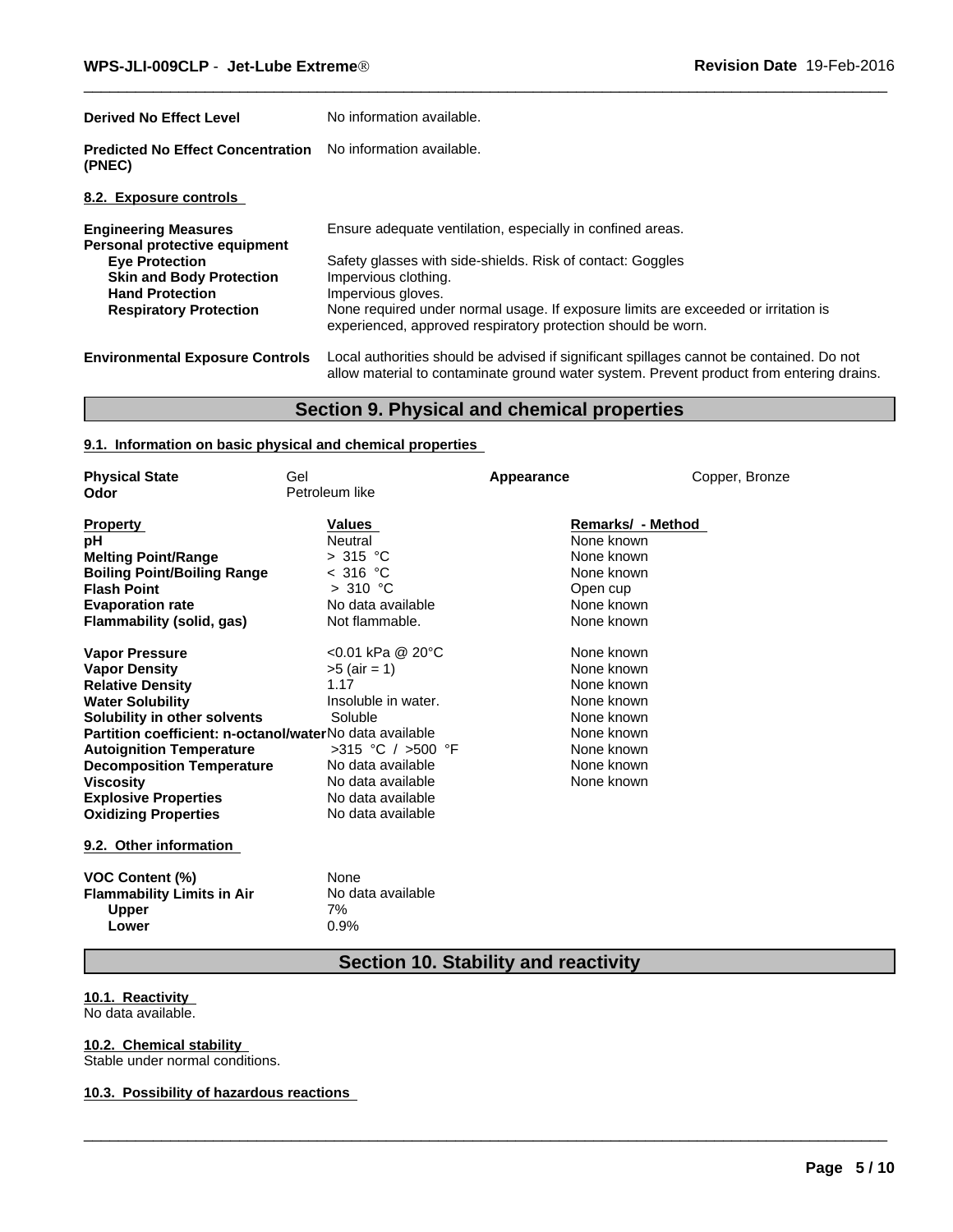| | |
|---|---|
| **Derived No Effect Level** | No information available. |
| **Predicted No Effect Concentration (PNEC)** | No information available. |

### 8.2. Exposure controls

| | |
|---|---|
| **Engineering Measures** | Ensure adequate ventilation, especially in confined areas. |
| **Personal protective equipment** | |
| **Eye Protection** | Safety glasses with side-shields. Risk of contact: Goggles |
| **Skin and Body Protection** | Impervious clothing. |
| **Hand Protection** | Impervious gloves. |
| **Respiratory Protection** | None required under normal usage. If exposure limits are exceeded or irritation is experienced, approved respiratory protection should be worn. |
| **Environmental Exposure Controls** | Local authorities should be advised if significant spillages cannot be contained. Do not allow material to contaminate ground water system. Prevent product from entering drains. |

## Section 9. Physical and chemical properties

### 9.1. Information on basic physical and chemical properties

| | | | |
|---|---|---|---|
| **Physical State** | Gel | **Appearance** | Copper, Bronze |
| **Odor** | Petroleum like | | |

| Property | Values | Remarks/ - Method |
|---|---|---|
| **pH** | Neutral | None known |
| **Melting Point/Range** | > 315 °C | None known |
| **Boiling Point/Boiling Range** | < 316 °C | None known |
| **Flash Point** | > 310 °C | Open cup |
| **Evaporation rate** | No data available | None known |
| **Flammability (solid, gas)** | Not flammable. | None known |
| **Vapor Pressure** | <0.01 kPa @ 20°C | None known |
| **Vapor Density** | >5 (air = 1) | None known |
| **Relative Density** | 1.17 | None known |
| **Water Solubility** | Insoluble in water. | None known |
| **Solubility in other solvents** | Soluble | None known |
| **Partition coefficient: n-octanol/water** | No data available | None known |
| **Autoignition Temperature** | >315 °C / >500 °F | None known |
| **Decomposition Temperature** | No data available | None known |
| **Viscosity** | No data available | None known |
| **Explosive Properties** | No data available | |
| **Oxidizing Properties** | No data available | |

### 9.2. Other information

| | |
|---|---|
| **VOC Content (%)** | None |
| **Flammability Limits in Air** | No data available |
| **Upper** | 7% |
| **Lower** | 0.9% |

## Section 10. Stability and reactivity

### 10.1. Reactivity

No data available.

### 10.2. Chemical stability

Stable under normal conditions.

### 10.3. Possibility of hazardous reactions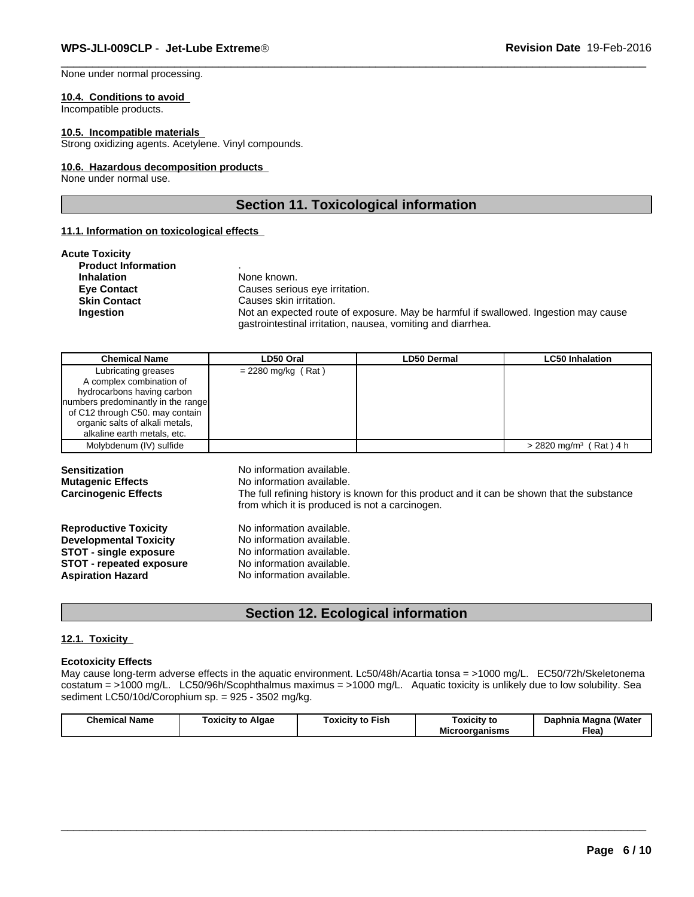None under normal processing.

**10.4. Conditions to avoid**
Incompatible products.

**10.5. Incompatible materials**
Strong oxidizing agents. Acetylene. Vinyl compounds.

**10.6. Hazardous decomposition products**
None under normal use.

## Section 11. Toxicological information

**11.1. Information on toxicological effects**

**Acute Toxicity**

| | |
|---|---|
| **Product Information** | . |
| **Inhalation** | None known. |
| **Eye Contact** | Causes serious eye irritation. |
| **Skin Contact** | Causes skin irritation. |
| **Ingestion** | Not an expected route of exposure. May be harmful if swallowed. Ingestion may cause gastrointestinal irritation, nausea, vomiting and diarrhea. |

| Chemical Name | LD50 Oral | LD50 Dermal | LC50 Inhalation |
|---|---|---|---|
| Lubricating greases A complex combination of hydrocarbons having carbon numbers predominantly in the range of C12 through C50. may contain organic salts of alkali metals, alkaline earth metals, etc. | = 2280 mg/kg ( Rat ) | | |
| Molybdenum (IV) sulfide | | | > 2820 mg/m$^3$ ( Rat ) 4 h |

| | |
|---|---|
| **Sensitization** | No information available. |
| **Mutagenic Effects** | No information available. |
| **Carcinogenic Effects** | The full refining history is known for this product and it can be shown that the substance from which it is produced is not a carcinogen. |
| **Reproductive Toxicity** | No information available. |
| **Developmental Toxicity** | No information available. |
| **STOT - single exposure** | No information available. |
| **STOT - repeated exposure** | No information available. |
| **Aspiration Hazard** | No information available. |

## Section 12. Ecological information

**12.1. Toxicity**

**Ecotoxicity Effects**
May cause long-term adverse effects in the aquatic environment. Lc50/48h/Acartia tonsa = >1000 mg/L. EC50/72h/Skeletonema costatum = >1000 mg/L. LC50/96h/Scophthalmus maximus = >1000 mg/L. Aquatic toxicity is unlikely due to low solubility. Sea sediment LC50/10d/Corophium sp. = 925 - 3502 mg/kg.

| Chemical Name | Toxicity to Algae | Toxicity to Fish | Toxicity to Microorganisms | Daphnia Magna (Water Flea) |
|---|---|---|---|---|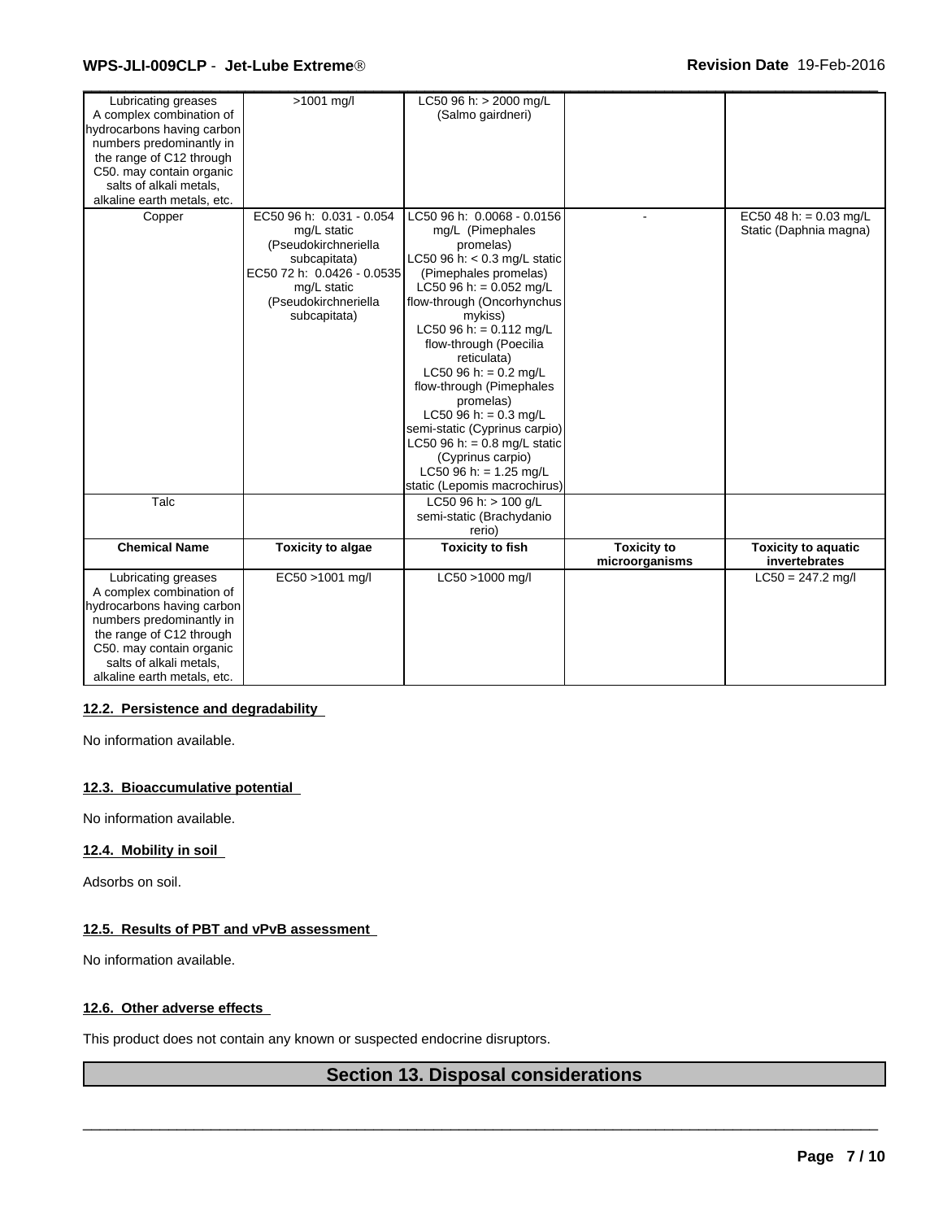| | | | | |
|---|---|---|---|---|
| Lubricating greases A complex combination of hydrocarbons having carbon numbers predominantly in the range of C12 through C50. may contain organic salts of alkali metals, alkaline earth metals, etc. | >1001 mg/l | LC50 96 h: > 2000 mg/L (Salmo gairdneri) | | |
| Copper | EC50 96 h: 0.031 - 0.054 mg/L static (Pseudokirchneriella subcapitata) EC50 72 h: 0.0426 - 0.0535 mg/L static (Pseudokirchneriella subcapitata) | LC50 96 h: 0.0068 - 0.0156 mg/L (Pimephales promelas) LC50 96 h: < 0.3 mg/L static (Pimephales promelas) LC50 96 h: = 0.052 mg/L flow-through (Oncorhynchus mykiss) LC50 96 h: = 0.112 mg/L flow-through (Poecilia reticulata) LC50 96 h: = 0.2 mg/L flow-through (Pimephales promelas) LC50 96 h: = 0.3 mg/L semi-static (Cyprinus carpio) LC50 96 h: = 0.8 mg/L static (Cyprinus carpio) LC50 96 h: = 1.25 mg/L static (Lepomis macrochirus) | - | EC50 48 h: = 0.03 mg/L Static (Daphnia magna) |
| Talc | | LC50 96 h: > 100 g/L semi-static (Brachydanio rerio) | | |
| **Chemical Name** | **Toxicity to algae** | **Toxicity to fish** | **Toxicity to microorganisms** | **Toxicity to aquatic invertebrates** |
| Lubricating greases A complex combination of hydrocarbons having carbon numbers predominantly in the range of C12 through C50. may contain organic salts of alkali metals, alkaline earth metals, etc. | EC50 >1001 mg/l | LC50 >1000 mg/l | | LC50 = 247.2 mg/l |

### 12.2. Persistence and degradability

No information available.

### 12.3. Bioaccumulative potential

No information available.

### 12.4. Mobility in soil

Adsorbs on soil.

### 12.5. Results of PBT and vPvB assessment

No information available.

### 12.6. Other adverse effects

This product does not contain any known or suspected endocrine disruptors.

## Section 13. Disposal considerations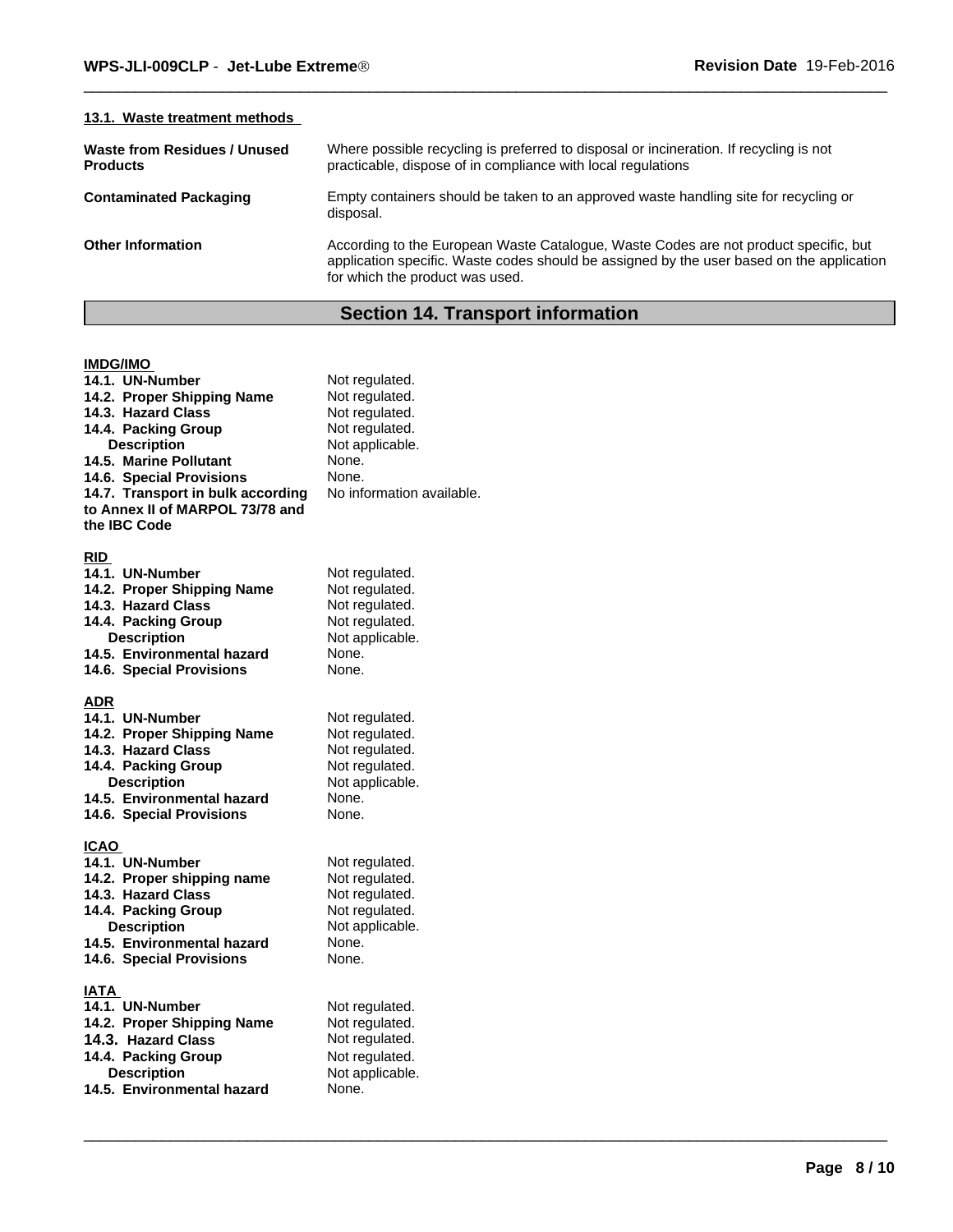#### 13.1. Waste treatment methods

| | |
|---|---|
| **Waste from Residues / Unused Products** | Where possible recycling is preferred to disposal or incineration. If recycling is not practicable, dispose of in compliance with local regulations |
| **Contaminated Packaging** | Empty containers should be taken to an approved waste handling site for recycling or disposal. |
| **Other Information** | According to the European Waste Catalogue, Waste Codes are not product specific, but application specific. Waste codes should be assigned by the user based on the application for which the product was used. |

## Section 14. Transport information

**IMDG/IMO**

| | |
|---|---|
| **14.1. UN-Number** | Not regulated. |
| **14.2. Proper Shipping Name** | Not regulated. |
| **14.3. Hazard Class** | Not regulated. |
| **14.4. Packing Group** | Not regulated. |
| **Description** | Not applicable. |
| **14.5. Marine Pollutant** | None. |
| **14.6. Special Provisions** | None. |
| **14.7. Transport in bulk according to Annex II of MARPOL 73/78 and the IBC Code** | No information available. |

**RID**

| | |
|---|---|
| **14.1. UN-Number** | Not regulated. |
| **14.2. Proper Shipping Name** | Not regulated. |
| **14.3. Hazard Class** | Not regulated. |
| **14.4. Packing Group** | Not regulated. |
| **Description** | Not applicable. |
| **14.5. Environmental hazard** | None. |
| **14.6. Special Provisions** | None. |

**ADR**

| | |
|---|---|
| **14.1. UN-Number** | Not regulated. |
| **14.2. Proper Shipping Name** | Not regulated. |
| **14.3. Hazard Class** | Not regulated. |
| **14.4. Packing Group** | Not regulated. |
| **Description** | Not applicable. |
| **14.5. Environmental hazard** | None. |
| **14.6. Special Provisions** | None. |

**ICAO**

| | |
|---|---|
| **14.1. UN-Number** | Not regulated. |
| **14.2. Proper shipping name** | Not regulated. |
| **14.3. Hazard Class** | Not regulated. |
| **14.4. Packing Group** | Not regulated. |
| **Description** | Not applicable. |
| **14.5. Environmental hazard** | None. |
| **14.6. Special Provisions** | None. |

**IATA**

| | |
|---|---|
| **14.1. UN-Number** | Not regulated. |
| **14.2. Proper Shipping Name** | Not regulated. |
| **14.3. Hazard Class** | Not regulated. |
| **14.4. Packing Group** | Not regulated. |
| **Description** | Not applicable. |
| **14.5. Environmental hazard** | None. |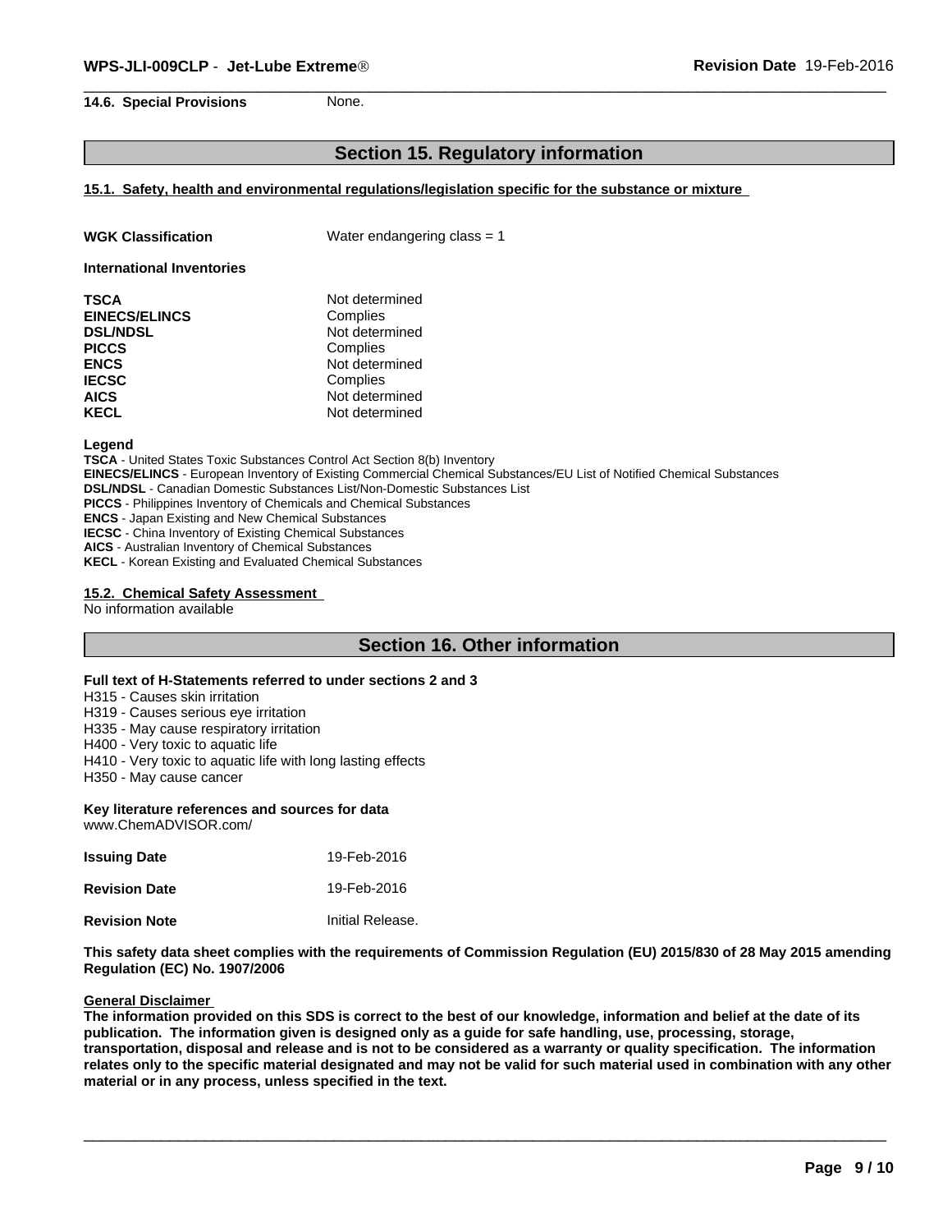**14.6. Special Provisions** None.

## Section 15. Regulatory information

### 15.1. Safety, health and environmental regulations/legislation specific for the substance or mixture

**WGK Classification** Water endangering class = 1

**International Inventories**

| | |
|---|---|
| **TSCA** | Not determined |
| **EINECS/ELINCS** | Complies |
| **DSL/NDSL** | Not determined |
| **PICCS** | Complies |
| **ENCS** | Not determined |
| **IECSC** | Complies |
| **AICS** | Not determined |
| **KECL** | Not determined |

**Legend**

**TSCA** - United States Toxic Substances Control Act Section 8(b) Inventory
**EINECS/ELINCS** - European Inventory of Existing Commercial Chemical Substances/EU List of Notified Chemical Substances
**DSL/NDSL** - Canadian Domestic Substances List/Non-Domestic Substances List
**PICCS** - Philippines Inventory of Chemicals and Chemical Substances
**ENCS** - Japan Existing and New Chemical Substances
**IECSC** - China Inventory of Existing Chemical Substances
**AICS** - Australian Inventory of Chemical Substances
**KECL** - Korean Existing and Evaluated Chemical Substances

### 15.2. Chemical Safety Assessment

No information available

## Section 16. Other information

**Full text of H-Statements referred to under sections 2 and 3**

H315 - Causes skin irritation
H319 - Causes serious eye irritation
H335 - May cause respiratory irritation
H400 - Very toxic to aquatic life
H410 - Very toxic to aquatic life with long lasting effects
H350 - May cause cancer

**Key literature references and sources for data**
www.ChemADVISOR.com/

**Issuing Date** 19-Feb-2016

**Revision Date** 19-Feb-2016

**Revision Note** Initial Release.

**This safety data sheet complies with the requirements of Commission Regulation (EU) 2015/830 of 28 May 2015 amending Regulation (EC) No. 1907/2006**

**General Disclaimer**

**The information provided on this SDS is correct to the best of our knowledge, information and belief at the date of its publication. The information given is designed only as a guide for safe handling, use, processing, storage, transportation, disposal and release and is not to be considered as a warranty or quality specification. The information relates only to the specific material designated and may not be valid for such material used in combination with any other material or in any process, unless specified in the text.**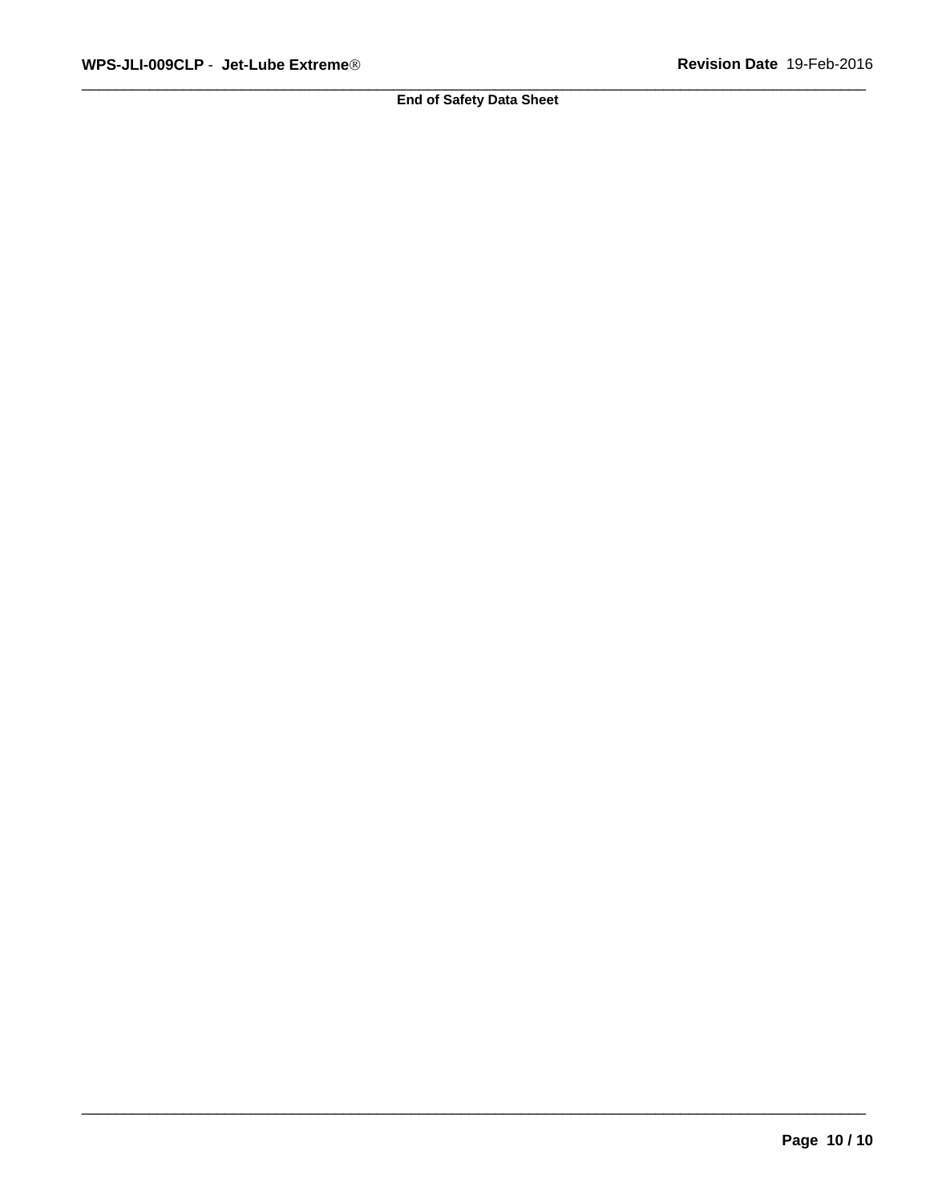**End of Safety Data Sheet**